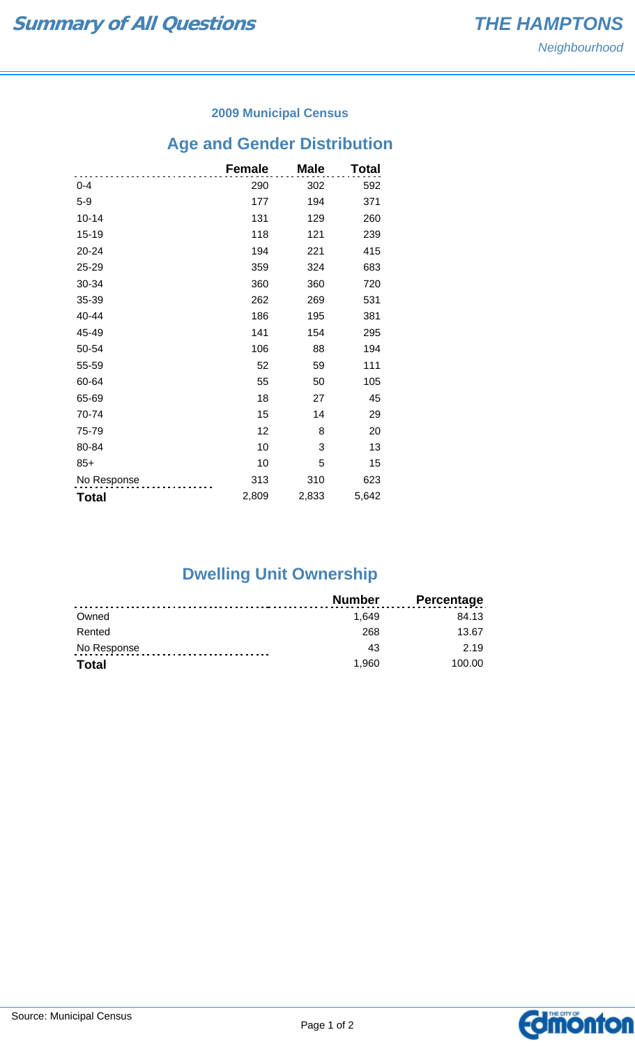# Summary of All Questions

## THE HAMPTONS

*Neighbourhood*

### 2009 Municipal Census

## Age and Gender Distribution

| | Female | Male | Total |
|---|---|---|---|
| 0-4 | 290 | 302 | 592 |
| 5-9 | 177 | 194 | 371 |
| 10-14 | 131 | 129 | 260 |
| 15-19 | 118 | 121 | 239 |
| 20-24 | 194 | 221 | 415 |
| 25-29 | 359 | 324 | 683 |
| 30-34 | 360 | 360 | 720 |
| 35-39 | 262 | 269 | 531 |
| 40-44 | 186 | 195 | 381 |
| 45-49 | 141 | 154 | 295 |
| 50-54 | 106 | 88 | 194 |
| 55-59 | 52 | 59 | 111 |
| 60-64 | 55 | 50 | 105 |
| 65-69 | 18 | 27 | 45 |
| 70-74 | 15 | 14 | 29 |
| 75-79 | 12 | 8 | 20 |
| 80-84 | 10 | 3 | 13 |
| 85+ | 10 | 5 | 15 |
| No Response | 313 | 310 | 623 |
| **Total** | 2,809 | 2,833 | 5,642 |

## Dwelling Unit Ownership

| | Number | Percentage |
|---|---|---|
| Owned | 1,649 | 84.13 |
| Rented | 268 | 13.67 |
| No Response | 43 | 2.19 |
| **Total** | 1,960 | 100.00 |

Source: Municipal Census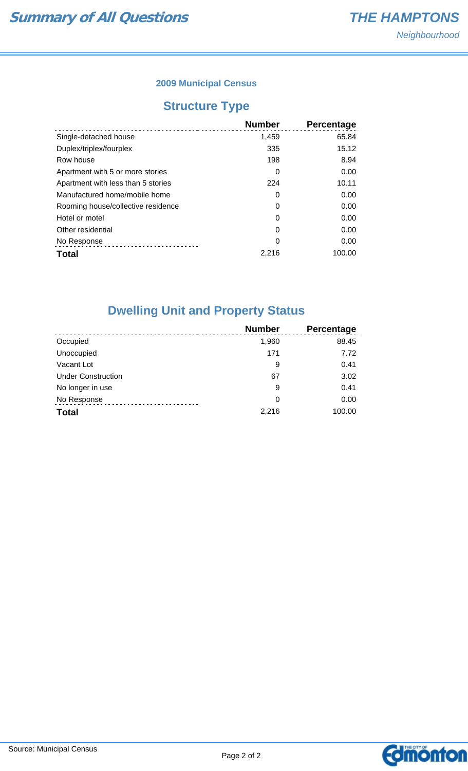### 2009 Municipal Census

## Structure Type

| | Number | Percentage |
|---|---|---|
| Single-detached house | 1,459 | 65.84 |
| Duplex/triplex/fourplex | 335 | 15.12 |
| Row house | 198 | 8.94 |
| Apartment with 5 or more stories | 0 | 0.00 |
| Apartment with less than 5 stories | 224 | 10.11 |
| Manufactured home/mobile home | 0 | 0.00 |
| Rooming house/collective residence | 0 | 0.00 |
| Hotel or motel | 0 | 0.00 |
| Other residential | 0 | 0.00 |
| No Response | 0 | 0.00 |
| **Total** | 2,216 | 100.00 |

## Dwelling Unit and Property Status

| | Number | Percentage |
|---|---|---|
| Occupied | 1,960 | 88.45 |
| Unoccupied | 171 | 7.72 |
| Vacant Lot | 9 | 0.41 |
| Under Construction | 67 | 3.02 |
| No longer in use | 9 | 0.41 |
| No Response | 0 | 0.00 |
| **Total** | 2,216 | 100.00 |

Source: Municipal Census